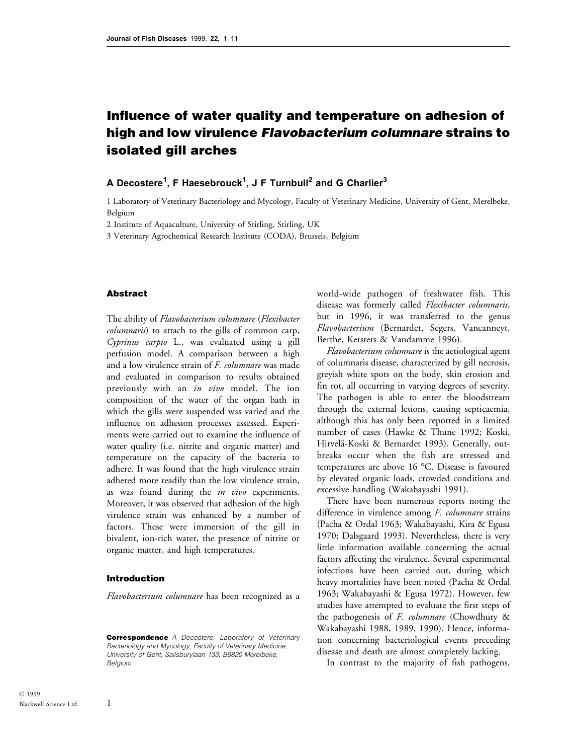# Influence of water quality and temperature on adhesion of high and low virulence *Flavobacterium columnare* strains to isolated gill arches

**A Decostere[1], F Haesebrouck[1], J F Turnbull[2] and G Charlier[3]**

1 Laboratory of Veterinary Bacteriology and Mycology, Faculty of Veterinary Medicine, University of Gent, Merelbeke, Belgium

2 Institute of Aquaculture, University of Stirling, Stirling, UK

3 Veterinary Agrochemical Research Institute (CODA), Brussels, Belgium

## Abstract

The ability of *Flavobacterium columnare* (*Flexibacter columnaris*) to attach to the gills of common carp, *Cyprinus carpio* L., was evaluated using a gill perfusion model. A comparison between a high and a low virulence strain of *F. columnare* was made and evaluated in comparison to results obtained previously with an *in vivo* model. The ion composition of the water of the organ bath in which the gills were suspended was varied and the influence on adhesion processes assessed. Experiments were carried out to examine the influence of water quality (i.e. nitrite and organic matter) and temperature on the capacity of the bacteria to adhere. It was found that the high virulence strain adhered more readily than the low virulence strain, as was found during the *in vivo* experiments. Moreover, it was observed that adhesion of the high virulence strain was enhanced by a number of factors. These were immersion of the gill in bivalent, ion-rich water, the presence of nitrite or organic matter, and high temperatures.

## Introduction

*Flavobacterium columnare* has been recognized as a world-wide pathogen of freshwater fish. This disease was formerly called *Flexibacter columnaris*, but in 1996, it was transferred to the genus *Flavobacterium* (Bernardet, Segers, Vancanneyt, Berthe, Kersters & Vandamme 1996).

*Flavobacterium columnare* is the aetiological agent of columnaris disease, characterized by gill necrosis, greyish white spots on the body, skin erosion and fin rot, all occurring in varying degrees of severity. The pathogen is able to enter the bloodstream through the external lesions, causing septicaemia, although this has only been reported in a limited number of cases (Hawke & Thune 1992; Koski, Hirvelä-Koski & Bernardet 1993). Generally, outbreaks occur when the fish are stressed and temperatures are above 16 °C. Disease is favoured by elevated organic loads, crowded conditions and excessive handling (Wakabayashi 1991).

There have been numerous reports noting the difference in virulence among *F. columnare* strains (Pacha & Ordal 1963; Wakabayashi, Kira & Egusa 1970; Dalsgaard 1993). Nevertheless, there is very little information available concerning the actual factors affecting the virulence. Several experimental infections have been carried out, during which heavy mortalities have been noted (Pacha & Ordal 1963; Wakabayashi & Egusa 1972). However, few studies have attempted to evaluate the first steps of the pathogenesis of *F. columnare* (Chowdhury & Wakabayashi 1988, 1989, 1990). Hence, information concerning bacteriological events preceding disease and death are almost completely lacking.

In contrast to the majority of fish pathogens,

**Correspondence** *A Decostere, Laboratory of Veterinary Bacteriology and Mycology, Faculty of Veterinary Medicine, University of Gent, Salisburylaan 133, B9820 Merelbeke, Belgium*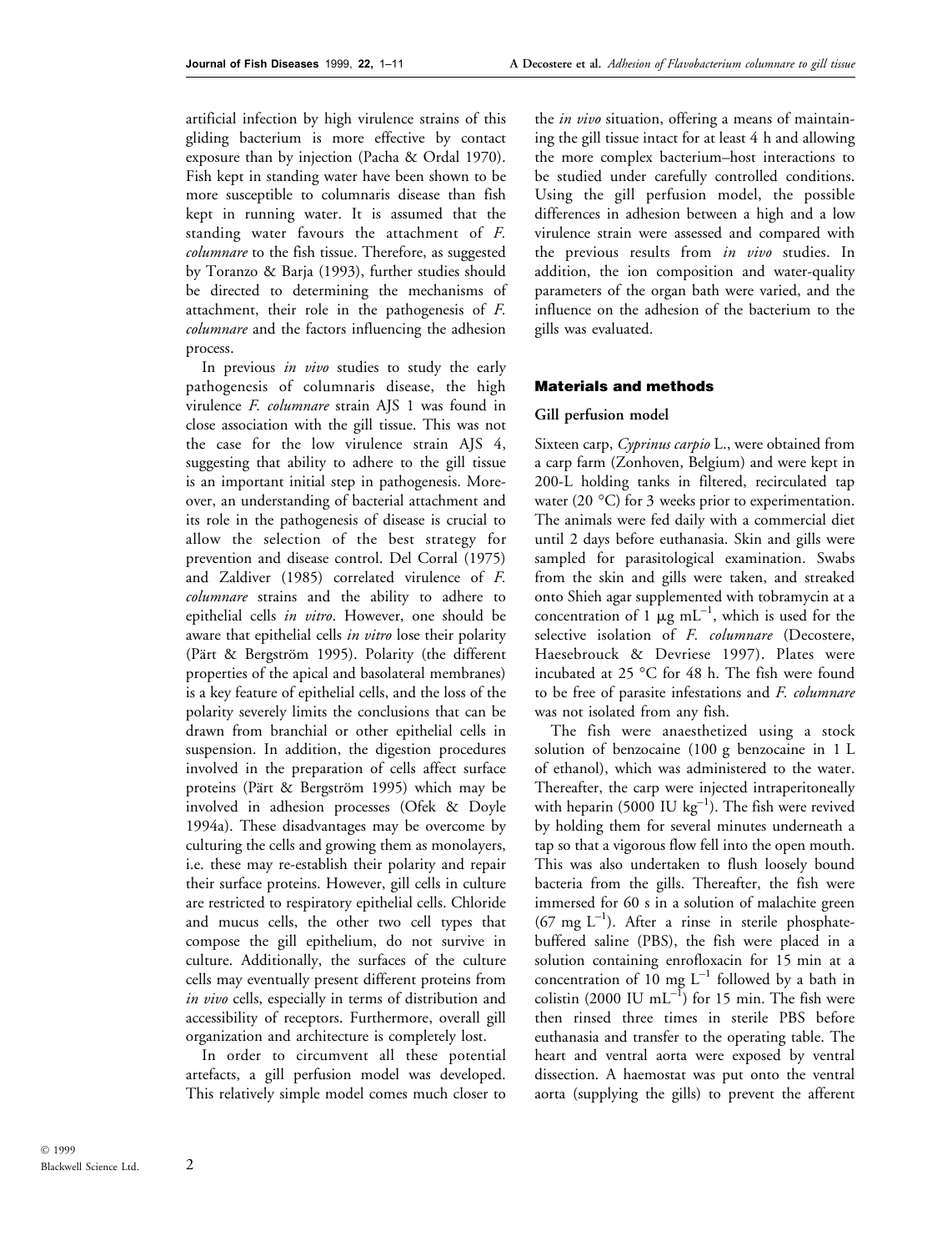artificial infection by high virulence strains of this gliding bacterium is more effective by contact exposure than by injection (Pacha & Ordal 1970). Fish kept in standing water have been shown to be more susceptible to columnaris disease than fish kept in running water. It is assumed that the standing water favours the attachment of *F. columnare* to the fish tissue. Therefore, as suggested by Toranzo & Barja (1993), further studies should be directed to determining the mechanisms of attachment, their role in the pathogenesis of *F. columnare* and the factors influencing the adhesion process.

In previous *in vivo* studies to study the early pathogenesis of columnaris disease, the high virulence *F. columnare* strain AJS 1 was found in close association with the gill tissue. This was not the case for the low virulence strain AJS 4, suggesting that ability to adhere to the gill tissue is an important initial step in pathogenesis. Moreover, an understanding of bacterial attachment and its role in the pathogenesis of disease is crucial to allow the selection of the best strategy for prevention and disease control. Del Corral (1975) and Zaldiver (1985) correlated virulence of *F. columnare* strains and the ability to adhere to epithelial cells *in vitro*. However, one should be aware that epithelial cells *in vitro* lose their polarity (Pärt & Bergström 1995). Polarity (the different properties of the apical and basolateral membranes) is a key feature of epithelial cells, and the loss of the polarity severely limits the conclusions that can be drawn from branchial or other epithelial cells in suspension. In addition, the digestion procedures involved in the preparation of cells affect surface proteins (Pärt & Bergström 1995) which may be involved in adhesion processes (Ofek & Doyle 1994a). These disadvantages may be overcome by culturing the cells and growing them as monolayers, i.e. these may re-establish their polarity and repair their surface proteins. However, gill cells in culture are restricted to respiratory epithelial cells. Chloride and mucus cells, the other two cell types that compose the gill epithelium, do not survive in culture. Additionally, the surfaces of the culture cells may eventually present different proteins from *in vivo* cells, especially in terms of distribution and accessibility of receptors. Furthermore, overall gill organization and architecture is completely lost.

In order to circumvent all these potential artefacts, a gill perfusion model was developed. This relatively simple model comes much closer to the *in vivo* situation, offering a means of maintaining the gill tissue intact for at least 4 h and allowing the more complex bacterium–host interactions to be studied under carefully controlled conditions. Using the gill perfusion model, the possible differences in adhesion between a high and a low virulence strain were assessed and compared with the previous results from *in vivo* studies. In addition, the ion composition and water-quality parameters of the organ bath were varied, and the influence on the adhesion of the bacterium to the gills was evaluated.

## Materials and methods

### Gill perfusion model

Sixteen carp, *Cyprinus carpio* L., were obtained from a carp farm (Zonhoven, Belgium) and were kept in 200-L holding tanks in filtered, recirculated tap water (20 °C) for 3 weeks prior to experimentation. The animals were fed daily with a commercial diet until 2 days before euthanasia. Skin and gills were sampled for parasitological examination. Swabs from the skin and gills were taken, and streaked onto Shieh agar supplemented with tobramycin at a concentration of 1 μg mL$^{-1}$, which is used for the selective isolation of *F. columnare* (Decostere, Haesebrouck & Devriese 1997). Plates were incubated at 25 °C for 48 h. The fish were found to be free of parasite infestations and *F. columnare* was not isolated from any fish.

The fish were anaesthetized using a stock solution of benzocaine (100 g benzocaine in 1 L of ethanol), which was administered to the water. Thereafter, the carp were injected intraperitoneally with heparin (5000 IU kg$^{-1}$). The fish were revived by holding them for several minutes underneath a tap so that a vigorous flow fell into the open mouth. This was also undertaken to flush loosely bound bacteria from the gills. Thereafter, the fish were immersed for 60 s in a solution of malachite green (67 mg L$^{-1}$). After a rinse in sterile phosphate-buffered saline (PBS), the fish were placed in a solution containing enrofloxacin for 15 min at a concentration of 10 mg L$^{-1}$ followed by a bath in colistin (2000 IU mL$^{-1}$) for 15 min. The fish were then rinsed three times in sterile PBS before euthanasia and transfer to the operating table. The heart and ventral aorta were exposed by ventral dissection. A haemostat was put onto the ventral aorta (supplying the gills) to prevent the afferent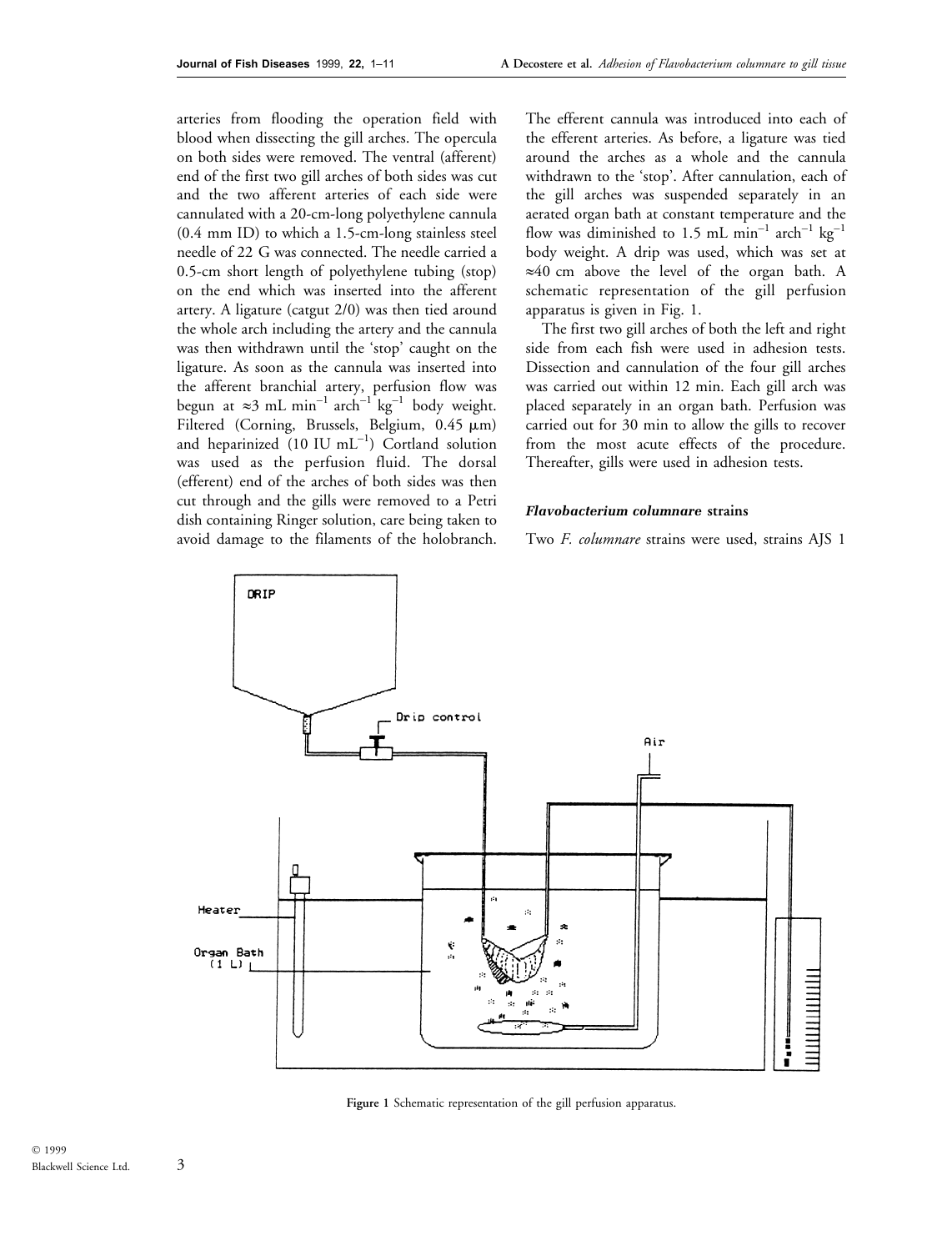arteries from flooding the operation field with blood when dissecting the gill arches. The opercula on both sides were removed. The ventral (afferent) end of the first two gill arches of both sides was cut and the two afferent arteries of each side were cannulated with a 20-cm-long polyethylene cannula (0.4 mm ID) to which a 1.5-cm-long stainless steel needle of 22 G was connected. The needle carried a 0.5-cm short length of polyethylene tubing (stop) on the end which was inserted into the afferent artery. A ligature (catgut 2/0) was then tied around the whole arch including the artery and the cannula was then withdrawn until the 'stop' caught on the ligature. As soon as the cannula was inserted into the afferent branchial artery, perfusion flow was begun at ≈3 mL $min^{-1}$ $arch^{-1}$ $kg^{-1}$ body weight. Filtered (Corning, Brussels, Belgium, 0.45 μm) and heparinized (10 IU $mL^{-1}$) Cortland solution was used as the perfusion fluid. The dorsal (efferent) end of the arches of both sides was then cut through and the gills were removed to a Petri dish containing Ringer solution, care being taken to avoid damage to the filaments of the holobranch. The efferent cannula was introduced into each of the efferent arteries. As before, a ligature was tied around the arches as a whole and the cannula withdrawn to the 'stop'. After cannulation, each of the gill arches was suspended separately in an aerated organ bath at constant temperature and the flow was diminished to 1.5 mL $min^{-1}$ $arch^{-1}$ $kg^{-1}$ body weight. A drip was used, which was set at ≈40 cm above the level of the organ bath. A schematic representation of the gill perfusion apparatus is given in Fig. 1.

The first two gill arches of both the left and right side from each fish were used in adhesion tests. Dissection and cannulation of the four gill arches was carried out within 12 min. Each gill arch was placed separately in an organ bath. Perfusion was carried out for 30 min to allow the gills to recover from the most acute effects of the procedure. Thereafter, gills were used in adhesion tests.

### *Flavobacterium columnare* strains

Two *F. columnare* strains were used, strains AJS 1

DRIP

Drip control

Air

Heater

Organ Bath (1 L)

**Figure 1** Schematic representation of the gill perfusion apparatus.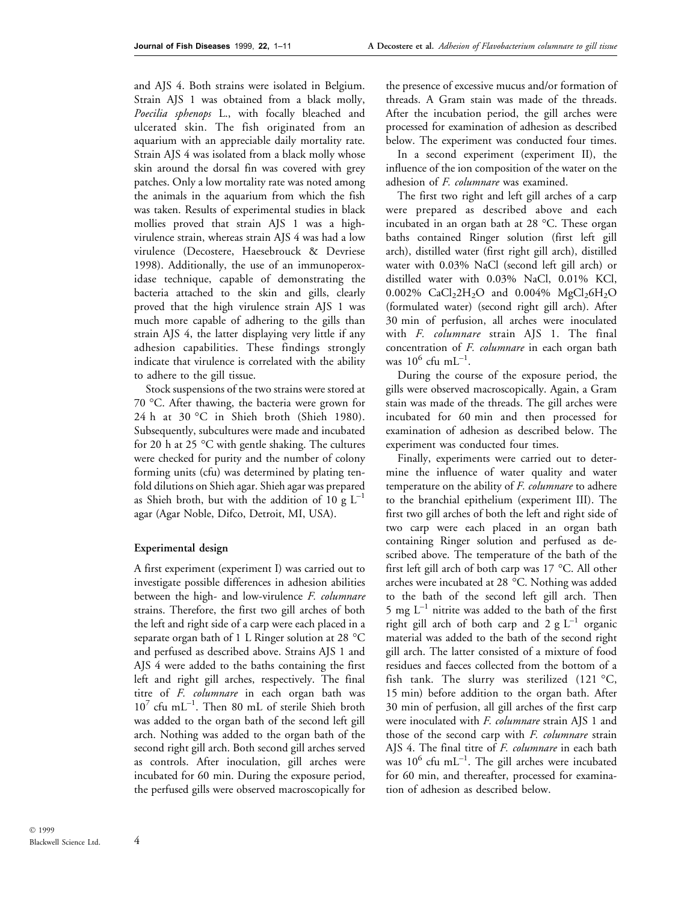and AJS 4. Both strains were isolated in Belgium. Strain AJS 1 was obtained from a black molly, *Poecilia sphenops* L., with focally bleached and ulcerated skin. The fish originated from an aquarium with an appreciable daily mortality rate. Strain AJS 4 was isolated from a black molly whose skin around the dorsal fin was covered with grey patches. Only a low mortality rate was noted among the animals in the aquarium from which the fish was taken. Results of experimental studies in black mollies proved that strain AJS 1 was a high-virulence strain, whereas strain AJS 4 was had a low virulence (Decostere, Haesebrouck & Devriese 1998). Additionally, the use of an immunoperoxidase technique, capable of demonstrating the bacteria attached to the skin and gills, clearly proved that the high virulence strain AJS 1 was much more capable of adhering to the gills than strain AJS 4, the latter displaying very little if any adhesion capabilities. These findings strongly indicate that virulence is correlated with the ability to adhere to the gill tissue.

Stock suspensions of the two strains were stored at 70 °C. After thawing, the bacteria were grown for 24 h at 30 °C in Shieh broth (Shieh 1980). Subsequently, subcultures were made and incubated for 20 h at 25 °C with gentle shaking. The cultures were checked for purity and the number of colony forming units (cfu) was determined by plating tenfold dilutions on Shieh agar. Shieh agar was prepared as Shieh broth, but with the addition of 10 g $L^{-1}$ agar (Agar Noble, Difco, Detroit, MI, USA).

### Experimental design

A first experiment (experiment I) was carried out to investigate possible differences in adhesion abilities between the high- and low-virulence *F. columnare* strains. Therefore, the first two gill arches of both the left and right side of a carp were each placed in a separate organ bath of 1 L Ringer solution at 28 °C and perfused as described above. Strains AJS 1 and AJS 4 were added to the baths containing the first left and right gill arches, respectively. The final titre of *F. columnare* in each organ bath was $10^7$ cfu $mL^{-1}$. Then 80 mL of sterile Shieh broth was added to the organ bath of the second left gill arch. Nothing was added to the organ bath of the second right gill arch. Both second gill arches served as controls. After inoculation, gill arches were incubated for 60 min. During the exposure period, the perfused gills were observed macroscopically for the presence of excessive mucus and/or formation of threads. A Gram stain was made of the threads. After the incubation period, the gill arches were processed for examination of adhesion as described below. The experiment was conducted four times.

In a second experiment (experiment II), the influence of the ion composition of the water on the adhesion of *F. columnare* was examined.

The first two right and left gill arches of a carp were prepared as described above and each incubated in an organ bath at 28 °C. These organ baths contained Ringer solution (first left gill arch), distilled water (first right gill arch), distilled water with 0.03% NaCl (second left gill arch) or distilled water with 0.03% NaCl, 0.01% KCl, 0.002% $CaCl_2 2H_2O$ and 0.004% $MgCl_2 6H_2O$ (formulated water) (second right gill arch). After 30 min of perfusion, all arches were inoculated with *F. columnare* strain AJS 1. The final concentration of *F. columnare* in each organ bath was $10^6$ cfu $mL^{-1}$.

During the course of the exposure period, the gills were observed macroscopically. Again, a Gram stain was made of the threads. The gill arches were incubated for 60 min and then processed for examination of adhesion as described below. The experiment was conducted four times.

Finally, experiments were carried out to determine the influence of water quality and water temperature on the ability of *F. columnare* to adhere to the branchial epithelium (experiment III). The first two gill arches of both the left and right side of two carp were each placed in an organ bath containing Ringer solution and perfused as described above. The temperature of the bath of the first left gill arch of both carp was 17 °C. All other arches were incubated at 28 °C. Nothing was added to the bath of the second left gill arch. Then 5 mg $L^{-1}$ nitrite was added to the bath of the first right gill arch of both carp and 2 g $L^{-1}$ organic material was added to the bath of the second right gill arch. The latter consisted of a mixture of food residues and faeces collected from the bottom of a fish tank. The slurry was sterilized (121 °C, 15 min) before addition to the organ bath. After 30 min of perfusion, all gill arches of the first carp were inoculated with *F. columnare* strain AJS 1 and those of the second carp with *F. columnare* strain AJS 4. The final titre of *F. columnare* in each bath was $10^6$ cfu $mL^{-1}$. The gill arches were incubated for 60 min, and thereafter, processed for examination of adhesion as described below.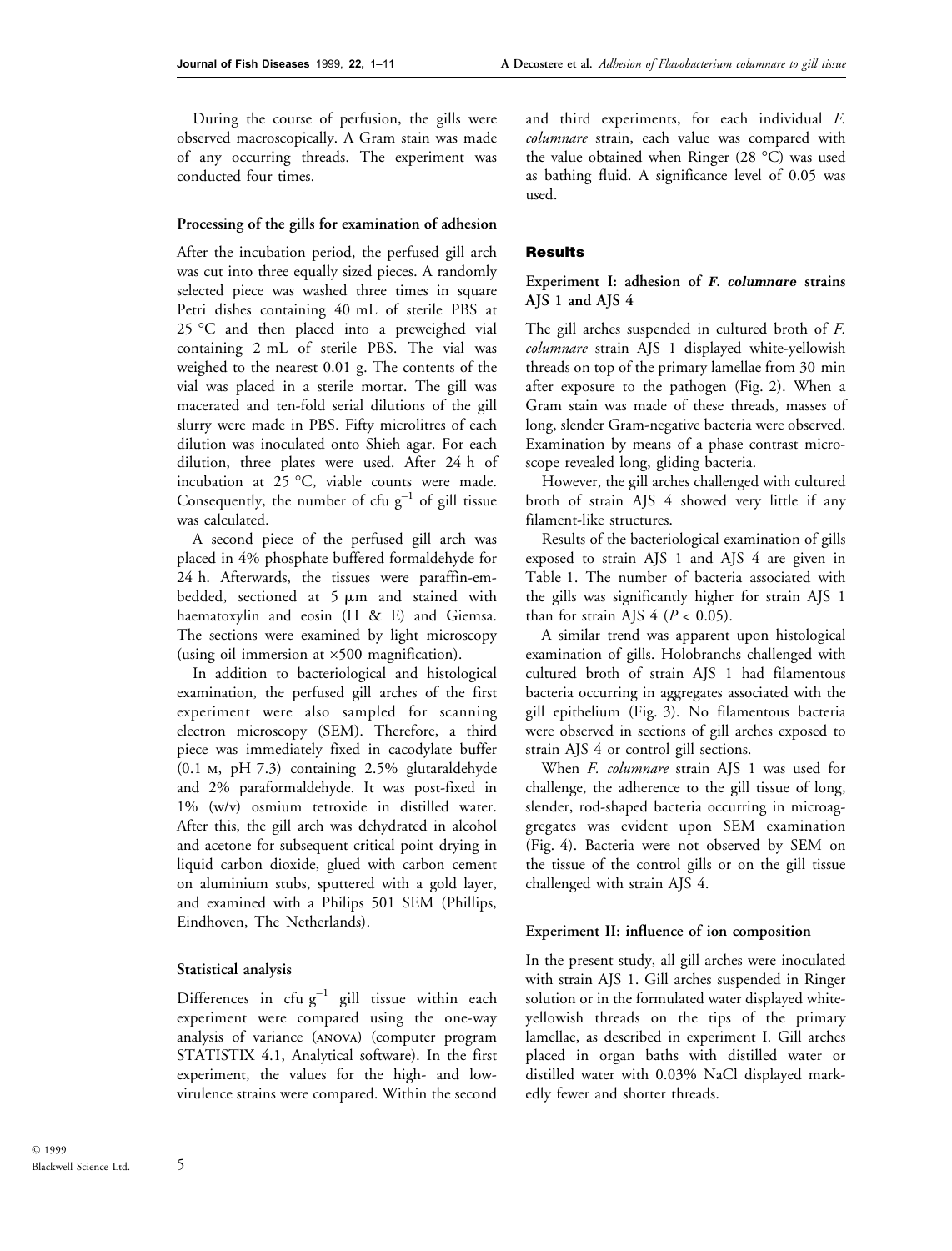During the course of perfusion, the gills were observed macroscopically. A Gram stain was made of any occurring threads. The experiment was conducted four times.

### Processing of the gills for examination of adhesion

After the incubation period, the perfused gill arch was cut into three equally sized pieces. A randomly selected piece was washed three times in square Petri dishes containing 40 mL of sterile PBS at 25 °C and then placed into a preweighed vial containing 2 mL of sterile PBS. The vial was weighed to the nearest 0.01 g. The contents of the vial was placed in a sterile mortar. The gill was macerated and ten-fold serial dilutions of the gill slurry were made in PBS. Fifty microlitres of each dilution was inoculated onto Shieh agar. For each dilution, three plates were used. After 24 h of incubation at 25 °C, viable counts were made. Consequently, the number of cfu $g^{-1}$ of gill tissue was calculated.

A second piece of the perfused gill arch was placed in 4% phosphate buffered formaldehyde for 24 h. Afterwards, the tissues were paraffin-embedded, sectioned at 5 μm and stained with haematoxylin and eosin (H & E) and Giemsa. The sections were examined by light microscopy (using oil immersion at ×500 magnification).

In addition to bacteriological and histological examination, the perfused gill arches of the first experiment were also sampled for scanning electron microscopy (SEM). Therefore, a third piece was immediately fixed in cacodylate buffer (0.1 M, pH 7.3) containing 2.5% glutaraldehyde and 2% paraformaldehyde. It was post-fixed in 1% (w/v) osmium tetroxide in distilled water. After this, the gill arch was dehydrated in alcohol and acetone for subsequent critical point drying in liquid carbon dioxide, glued with carbon cement on aluminium stubs, sputtered with a gold layer, and examined with a Philips 501 SEM (Phillips, Eindhoven, The Netherlands).

### Statistical analysis

Differences in cfu $g^{-1}$ gill tissue within each experiment were compared using the one-way analysis of variance (ANOVA) (computer program STATISTIX 4.1, Analytical software). In the first experiment, the values for the high- and low-virulence strains were compared. Within the second and third experiments, for each individual *F. columnare* strain, each value was compared with the value obtained when Ringer (28 °C) was used as bathing fluid. A significance level of 0.05 was used.

## Results

### Experiment I: adhesion of *F. columnare* strains AJS 1 and AJS 4

The gill arches suspended in cultured broth of *F. columnare* strain AJS 1 displayed white-yellowish threads on top of the primary lamellae from 30 min after exposure to the pathogen (Fig. 2). When a Gram stain was made of these threads, masses of long, slender Gram-negative bacteria were observed. Examination by means of a phase contrast microscope revealed long, gliding bacteria.

However, the gill arches challenged with cultured broth of strain AJS 4 showed very little if any filament-like structures.

Results of the bacteriological examination of gills exposed to strain AJS 1 and AJS 4 are given in Table 1. The number of bacteria associated with the gills was significantly higher for strain AJS 1 than for strain AJS 4 ($P < 0.05$).

A similar trend was apparent upon histological examination of gills. Holobranchs challenged with cultured broth of strain AJS 1 had filamentous bacteria occurring in aggregates associated with the gill epithelium (Fig. 3). No filamentous bacteria were observed in sections of gill arches exposed to strain AJS 4 or control gill sections.

When *F. columnare* strain AJS 1 was used for challenge, the adherence to the gill tissue of long, slender, rod-shaped bacteria occurring in microaggregates was evident upon SEM examination (Fig. 4). Bacteria were not observed by SEM on the tissue of the control gills or on the gill tissue challenged with strain AJS 4.

### Experiment II: influence of ion composition

In the present study, all gill arches were inoculated with strain AJS 1. Gill arches suspended in Ringer solution or in the formulated water displayed white-yellowish threads on the tips of the primary lamellae, as described in experiment I. Gill arches placed in organ baths with distilled water or distilled water with 0.03% NaCl displayed markedly fewer and shorter threads.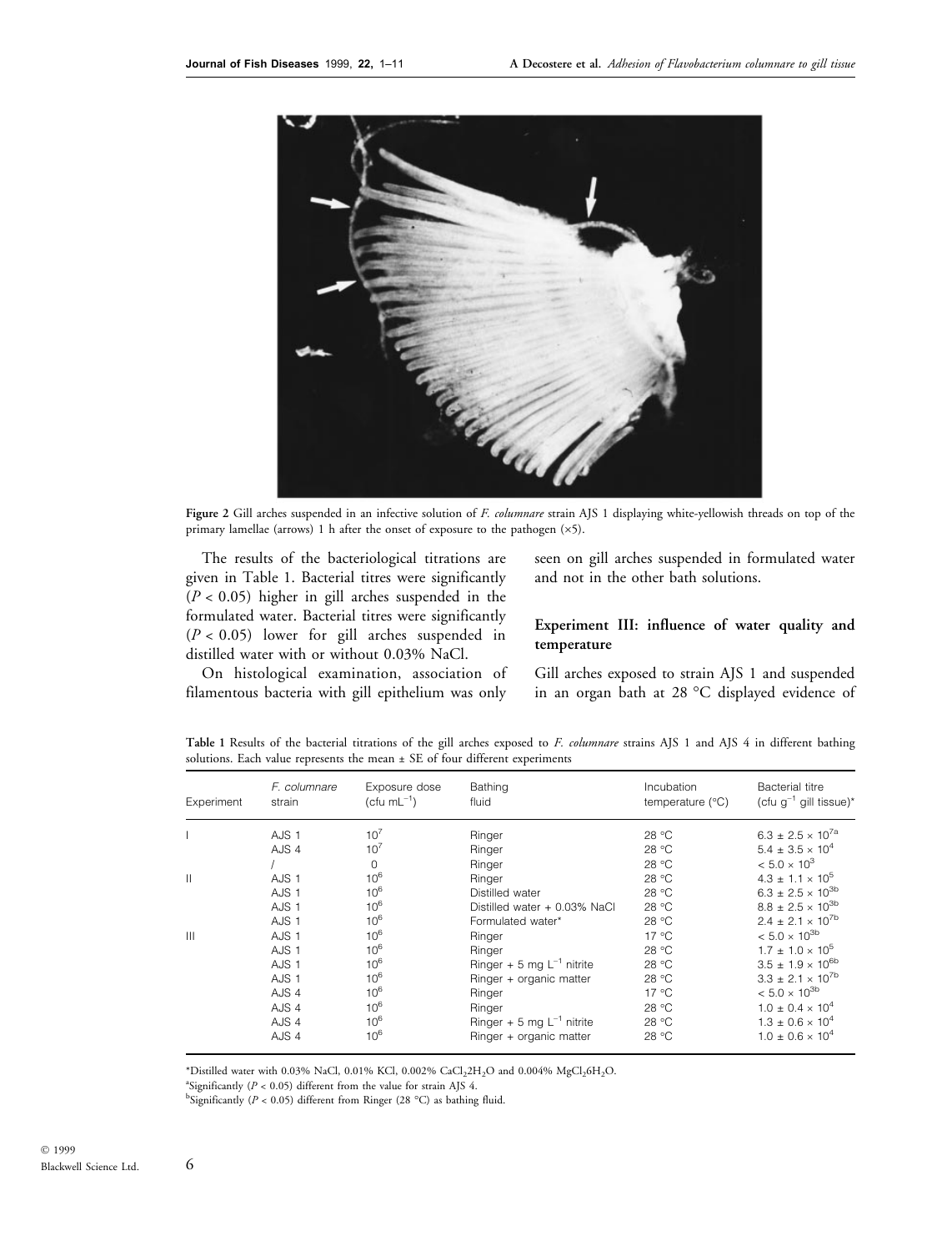Figure 2 Gill arches suspended in an infective solution of *F. columnare* strain AJS 1 displaying white-yellowish threads on top of the primary lamellae (arrows) 1 h after the onset of exposure to the pathogen (×5).

The results of the bacteriological titrations are given in Table 1. Bacterial titres were significantly ($P < 0.05$) higher in gill arches suspended in the formulated water. Bacterial titres were significantly ($P < 0.05$) lower for gill arches suspended in distilled water with or without 0.03% NaCl.

On histological examination, association of filamentous bacteria with gill epithelium was only seen on gill arches suspended in formulated water and not in the other bath solutions.

### Experiment III: influence of water quality and temperature

Gill arches exposed to strain AJS 1 and suspended in an organ bath at 28 °C displayed evidence of

**Table 1** Results of the bacterial titrations of the gill arches exposed to *F. columnare* strains AJS 1 and AJS 4 in different bathing solutions. Each value represents the mean ± SE of four different experiments

| Experiment | *F. columnare* strain | Exposure dose (cfu $mL^{-1}$) | Bathing fluid | Incubation temperature (°C) | Bacterial titre (cfu $g^{-1}$ gill tissue)* |
|---|---|---|---|---|---|
| I | AJS 1 | $10^7$ | Ringer | 28 °C | $6.3 \pm 2.5 \times 10^{7a}$ |
| | AJS 4 | $10^7$ | Ringer | 28 °C | $5.4 \pm 3.5 \times 10^4$ |
| | / | 0 | Ringer | 28 °C | $< 5.0 \times 10^3$ |
| II | AJS 1 | $10^6$ | Ringer | 28 °C | $4.3 \pm 1.1 \times 10^5$ |
| | AJS 1 | $10^6$ | Distilled water | 28 °C | $6.3 \pm 2.5 \times 10^{3b}$ |
| | AJS 1 | $10^6$ | Distilled water + 0.03% NaCl | 28 °C | $8.8 \pm 2.5 \times 10^{3b}$ |
| | AJS 1 | $10^6$ | Formulated water* | 28 °C | $2.4 \pm 2.1 \times 10^{7b}$ |
| III | AJS 1 | $10^6$ | Ringer | 17 °C | $< 5.0 \times 10^{3b}$ |
| | AJS 1 | $10^6$ | Ringer | 28 °C | $1.7 \pm 1.0 \times 10^5$ |
| | AJS 1 | $10^6$ | Ringer + 5 mg $L^{-1}$ nitrite | 28 °C | $3.5 \pm 1.9 \times 10^{6b}$ |
| | AJS 1 | $10^6$ | Ringer + organic matter | 28 °C | $3.3 \pm 2.1 \times 10^{7b}$ |
| | AJS 4 | $10^6$ | Ringer | 17 °C | $< 5.0 \times 10^{3b}$ |
| | AJS 4 | $10^6$ | Ringer | 28 °C | $1.0 \pm 0.4 \times 10^4$ |
| | AJS 4 | $10^6$ | Ringer + 5 mg $L^{-1}$ nitrite | 28 °C | $1.3 \pm 0.6 \times 10^4$ |
| | AJS 4 | $10^6$ | Ringer + organic matter | 28 °C | $1.0 \pm 0.6 \times 10^4$ |

*Distilled water with 0.03% NaCl, 0.01% KCl, 0.002% $CaCl_2 2H_2O$ and 0.004% $MgCl_2 6H_2O$.

[a]Significantly ($P < 0.05$) different from the value for strain AJS 4.

[b]Significantly ($P < 0.05$) different from Ringer (28 °C) as bathing fluid.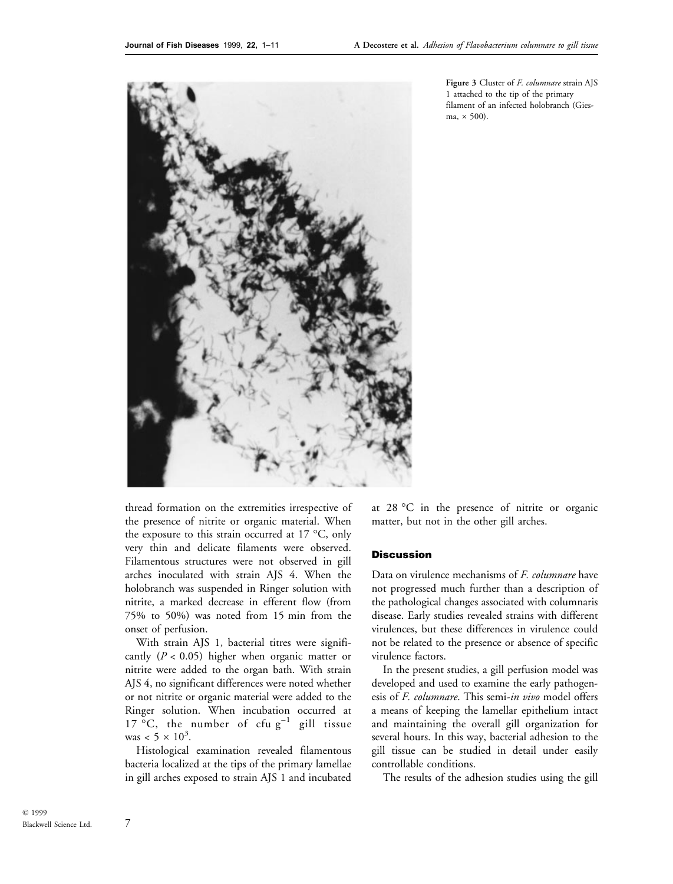**Figure 3** Cluster of *F. columnare* strain AJS 1 attached to the tip of the primary filament of an infected holobranch (Giesma, × 500).

thread formation on the extremities irrespective of the presence of nitrite or organic material. When the exposure to this strain occurred at 17 °C, only very thin and delicate filaments were observed. Filamentous structures were not observed in gill arches inoculated with strain AJS 4. When the holobranch was suspended in Ringer solution with nitrite, a marked decrease in efferent flow (from 75% to 50%) was noted from 15 min from the onset of perfusion.

With strain AJS 1, bacterial titres were significantly ($P < 0.05$) higher when organic matter or nitrite were added to the organ bath. With strain AJS 4, no significant differences were noted whether or not nitrite or organic material were added to the Ringer solution. When incubation occurred at 17 °C, the number of cfu $g^{-1}$ gill tissue was $< 5 \times 10^3$.

Histological examination revealed filamentous bacteria localized at the tips of the primary lamellae in gill arches exposed to strain AJS 1 and incubated at 28 °C in the presence of nitrite or organic matter, but not in the other gill arches.

## Discussion

Data on virulence mechanisms of *F. columnare* have not progressed much further than a description of the pathological changes associated with columnaris disease. Early studies revealed strains with different virulences, but these differences in virulence could not be related to the presence or absence of specific virulence factors.

In the present studies, a gill perfusion model was developed and used to examine the early pathogenesis of *F. columnare*. This semi-*in vivo* model offers a means of keeping the lamellar epithelium intact and maintaining the overall gill organization for several hours. In this way, bacterial adhesion to the gill tissue can be studied in detail under easily controllable conditions.

The results of the adhesion studies using the gill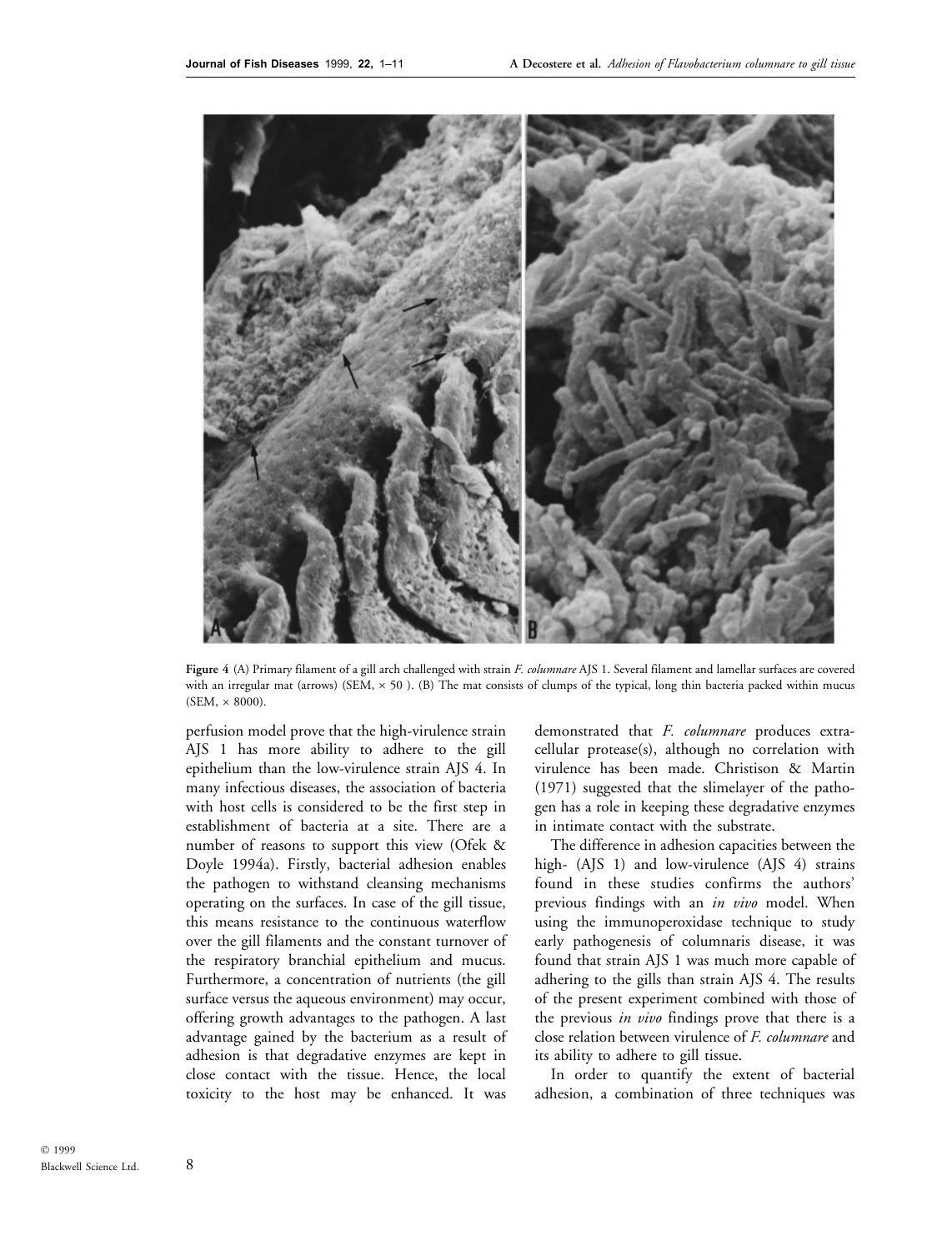Figure 4 (A) Primary filament of a gill arch challenged with strain *F. columnare* AJS 1. Several filament and lamellar surfaces are covered with an irregular mat (arrows) (SEM, × 50 ). (B) The mat consists of clumps of the typical, long thin bacteria packed within mucus (SEM, × 8000).

perfusion model prove that the high-virulence strain AJS 1 has more ability to adhere to the gill epithelium than the low-virulence strain AJS 4. In many infectious diseases, the association of bacteria with host cells is considered to be the first step in establishment of bacteria at a site. There are a number of reasons to support this view (Ofek & Doyle 1994a). Firstly, bacterial adhesion enables the pathogen to withstand cleansing mechanisms operating on the surfaces. In case of the gill tissue, this means resistance to the continuous waterflow over the gill filaments and the constant turnover of the respiratory branchial epithelium and mucus. Furthermore, a concentration of nutrients (the gill surface versus the aqueous environment) may occur, offering growth advantages to the pathogen. A last advantage gained by the bacterium as a result of adhesion is that degradative enzymes are kept in close contact with the tissue. Hence, the local toxicity to the host may be enhanced. It was demonstrated that *F. columnare* produces extracellular protease(s), although no correlation with virulence has been made. Christison & Martin (1971) suggested that the slimelayer of the pathogen has a role in keeping these degradative enzymes in intimate contact with the substrate.

The difference in adhesion capacities between the high- (AJS 1) and low-virulence (AJS 4) strains found in these studies confirms the authors' previous findings with an *in vivo* model. When using the immunoperoxidase technique to study early pathogenesis of columnaris disease, it was found that strain AJS 1 was much more capable of adhering to the gills than strain AJS 4. The results of the present experiment combined with those of the previous *in vivo* findings prove that there is a close relation between virulence of *F. columnare* and its ability to adhere to gill tissue.

In order to quantify the extent of bacterial adhesion, a combination of three techniques was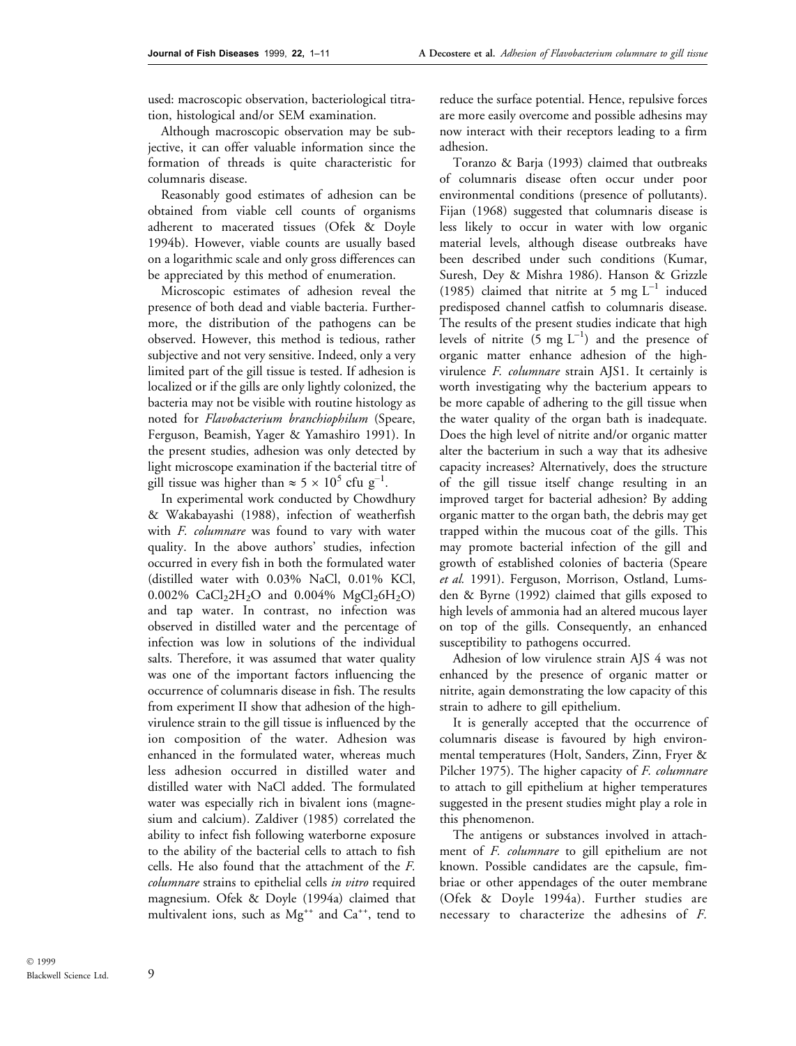used: macroscopic observation, bacteriological titration, histological and/or SEM examination.

Although macroscopic observation may be subjective, it can offer valuable information since the formation of threads is quite characteristic for columnaris disease.

Reasonably good estimates of adhesion can be obtained from viable cell counts of organisms adherent to macerated tissues (Ofek & Doyle 1994b). However, viable counts are usually based on a logarithmic scale and only gross differences can be appreciated by this method of enumeration.

Microscopic estimates of adhesion reveal the presence of both dead and viable bacteria. Furthermore, the distribution of the pathogens can be observed. However, this method is tedious, rather subjective and not very sensitive. Indeed, only a very limited part of the gill tissue is tested. If adhesion is localized or if the gills are only lightly colonized, the bacteria may not be visible with routine histology as noted for *Flavobacterium branchiophilum* (Speare, Ferguson, Beamish, Yager & Yamashiro 1991). In the present studies, adhesion was only detected by light microscope examination if the bacterial titre of gill tissue was higher than $\approx 5 \times 10^5$ cfu $g^{-1}$.

In experimental work conducted by Chowdhury & Wakabayashi (1988), infection of weatherfish with *F. columnare* was found to vary with water quality. In the above authors' studies, infection occurred in every fish in both the formulated water (distilled water with 0.03% NaCl, 0.01% KCl, 0.002% $CaCl_2 2H_2O$ and 0.004% $MgCl_2 6H_2O$) and tap water. In contrast, no infection was observed in distilled water and the percentage of infection was low in solutions of the individual salts. Therefore, it was assumed that water quality was one of the important factors influencing the occurrence of columnaris disease in fish. The results from experiment II show that adhesion of the high-virulence strain to the gill tissue is influenced by the ion composition of the water. Adhesion was enhanced in the formulated water, whereas much less adhesion occurred in distilled water and distilled water with NaCl added. The formulated water was especially rich in bivalent ions (magnesium and calcium). Zaldiver (1985) correlated the ability to infect fish following waterborne exposure to the ability of the bacterial cells to attach to fish cells. He also found that the attachment of the *F. columnare* strains to epithelial cells *in vitro* required magnesium. Ofek & Doyle (1994a) claimed that multivalent ions, such as $Mg^{++}$ and $Ca^{++}$, tend to reduce the surface potential. Hence, repulsive forces are more easily overcome and possible adhesins may now interact with their receptors leading to a firm adhesion.

Toranzo & Barja (1993) claimed that outbreaks of columnaris disease often occur under poor environmental conditions (presence of pollutants). Fijan (1968) suggested that columnaris disease is less likely to occur in water with low organic material levels, although disease outbreaks have been described under such conditions (Kumar, Suresh, Dey & Mishra 1986). Hanson & Grizzle (1985) claimed that nitrite at 5 mg $L^{-1}$ induced predisposed channel catfish to columnaris disease. The results of the present studies indicate that high levels of nitrite (5 mg $L^{-1}$) and the presence of organic matter enhance adhesion of the high-virulence *F. columnare* strain AJS1. It certainly is worth investigating why the bacterium appears to be more capable of adhering to the gill tissue when the water quality of the organ bath is inadequate. Does the high level of nitrite and/or organic matter alter the bacterium in such a way that its adhesive capacity increases? Alternatively, does the structure of the gill tissue itself change resulting in an improved target for bacterial adhesion? By adding organic matter to the organ bath, the debris may get trapped within the mucous coat of the gills. This may promote bacterial infection of the gill and growth of established colonies of bacteria (Speare *et al.* 1991). Ferguson, Morrison, Ostland, Lumsden & Byrne (1992) claimed that gills exposed to high levels of ammonia had an altered mucous layer on top of the gills. Consequently, an enhanced susceptibility to pathogens occurred.

Adhesion of low virulence strain AJS 4 was not enhanced by the presence of organic matter or nitrite, again demonstrating the low capacity of this strain to adhere to gill epithelium.

It is generally accepted that the occurrence of columnaris disease is favoured by high environmental temperatures (Holt, Sanders, Zinn, Fryer & Pilcher 1975). The higher capacity of *F. columnare* to attach to gill epithelium at higher temperatures suggested in the present studies might play a role in this phenomenon.

The antigens or substances involved in attachment of *F. columnare* to gill epithelium are not known. Possible candidates are the capsule, fimbriae or other appendages of the outer membrane (Ofek & Doyle 1994a). Further studies are necessary to characterize the adhesins of *F.*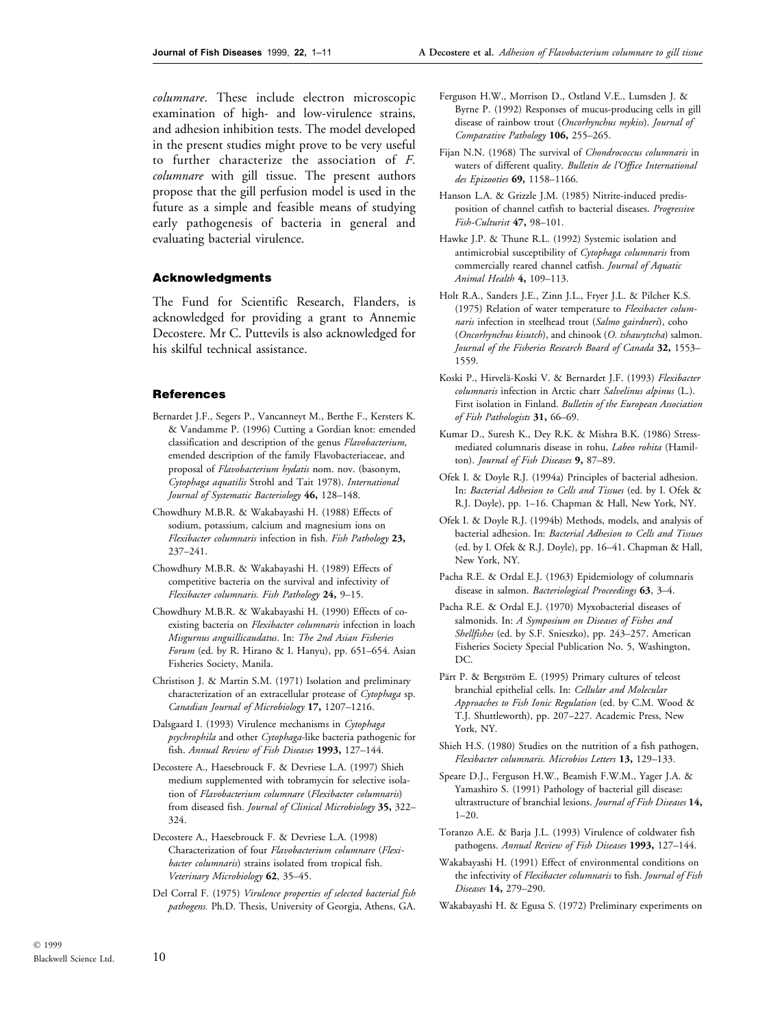*columnare*. These include electron microscopic examination of high- and low-virulence strains, and adhesion inhibition tests. The model developed in the present studies might prove to be very useful to further characterize the association of *F. columnare* with gill tissue. The present authors propose that the gill perfusion model is used in the future as a simple and feasible means of studying early pathogenesis of bacteria in general and evaluating bacterial virulence.

### Acknowledgments

The Fund for Scientific Research, Flanders, is acknowledged for providing a grant to Annemie Decostere. Mr C. Puttevils is also acknowledged for his skilful technical assistance.

### References

Bernardet J.F., Segers P., Vancanneyt M., Berthe F., Kersters K. & Vandamme P. (1996) Cutting a Gordian knot: emended classification and description of the genus *Flavobacterium*, emended description of the family Flavobacteriaceae, and proposal of *Flavobacterium hydatis* nom. nov. (basonym, *Cytophaga aquatilis* Strohl and Tait 1978). *International Journal of Systematic Bacteriology* **46,** 128–148.

Chowdhury M.B.R. & Wakabayashi H. (1988) Effects of sodium, potassium, calcium and magnesium ions on *Flexibacter columnaris* infection in fish. *Fish Pathology* **23,** 237–241.

Chowdhury M.B.R. & Wakabayashi H. (1989) Effects of competitive bacteria on the survival and infectivity of *Flexibacter columnaris*. *Fish Pathology* **24,** 9–15.

Chowdhury M.B.R. & Wakabayashi H. (1990) Effects of co-existing bacteria on *Flexibacter columnaris* infection in loach *Misgurnus anguillicaudatus*. In: *The 2nd Asian Fisheries Forum* (ed. by R. Hirano & I. Hanyu), pp. 651–654. Asian Fisheries Society, Manila.

Christison J. & Martin S.M. (1971) Isolation and preliminary characterization of an extracellular protease of *Cytophaga* sp. *Canadian Journal of Microbiology* **17,** 1207–1216.

Dalsgaard I. (1993) Virulence mechanisms in *Cytophaga psychrophila* and other *Cytophaga*-like bacteria pathogenic for fish. *Annual Review of Fish Diseases* **1993,** 127–144.

Decostere A., Haesebrouck F. & Devriese L.A. (1997) Shieh medium supplemented with tobramycin for selective isolation of *Flavobacterium columnare* (*Flexibacter columnaris*) from diseased fish. *Journal of Clinical Microbiology* **35,** 322–324.

Decostere A., Haesebrouck F. & Devriese L.A. (1998) Characterization of four *Flavobacterium columnare* (*Flexibacter columnaris*) strains isolated from tropical fish. *Veterinary Microbiology* **62**, 35–45.

Del Corral F. (1975) *Virulence properties of selected bacterial fish pathogens.* Ph.D. Thesis, University of Georgia, Athens, GA.

Ferguson H.W., Morrison D., Ostland V.E., Lumsden J. & Byrne P. (1992) Responses of mucus-producing cells in gill disease of rainbow trout (*Oncorhynchus mykiss*). *Journal of Comparative Pathology* **106,** 255–265.

Fijan N.N. (1968) The survival of *Chondrococcus columnaris* in waters of different quality. *Bulletin de l'Office International des Epizooties* **69,** 1158–1166.

Hanson L.A. & Grizzle J.M. (1985) Nitrite-induced predisposition of channel catfish to bacterial diseases. *Progressive Fish-Culturist* **47,** 98–101.

Hawke J.P. & Thune R.L. (1992) Systemic isolation and antimicrobial susceptibility of *Cytophaga columnaris* from commercially reared channel catfish. *Journal of Aquatic Animal Health* **4,** 109–113.

Holt R.A., Sanders J.E., Zinn J.L., Fryer J.L. & Pilcher K.S. (1975) Relation of water temperature to *Flexibacter columnaris* infection in steelhead trout (*Salmo gairdneri*), coho (*Oncorhynchus kisutch*), and chinook (*O. tshawytscha*) salmon. *Journal of the Fisheries Research Board of Canada* **32,** 1553–1559.

Koski P., Hirvelä-Koski V. & Bernardet J.F. (1993) *Flexibacter columnaris* infection in Arctic charr *Salvelinus alpinus* (L.). First isolation in Finland. *Bulletin of the European Association of Fish Pathologists* **31,** 66–69.

Kumar D., Suresh K., Dey R.K. & Mishra B.K. (1986) Stress-mediated columnaris disease in rohu, *Labeo rohita* (Hamilton). *Journal of Fish Diseases* **9,** 87–89.

Ofek I. & Doyle R.J. (1994a) Principles of bacterial adhesion. In: *Bacterial Adhesion to Cells and Tissues* (ed. by I. Ofek & R.J. Doyle), pp. 1–16. Chapman & Hall, New York, NY.

Ofek I. & Doyle R.J. (1994b) Methods, models, and analysis of bacterial adhesion. In: *Bacterial Adhesion to Cells and Tissues* (ed. by I. Ofek & R.J. Doyle), pp. 16–41. Chapman & Hall, New York, NY.

Pacha R.E. & Ordal E.J. (1963) Epidemiology of columnaris disease in salmon. *Bacteriological Proceedings* **63**, 3–4.

Pacha R.E. & Ordal E.J. (1970) Myxobacterial diseases of salmonids. In: *A Symposium on Diseases of Fishes and Shellfishes* (ed. by S.F. Snieszko), pp. 243–257. American Fisheries Society Special Publication No. 5, Washington, DC.

Pärt P. & Bergström E. (1995) Primary cultures of teleost branchial epithelial cells. In: *Cellular and Molecular Approaches to Fish Ionic Regulation* (ed. by C.M. Wood & T.J. Shuttleworth), pp. 207–227. Academic Press, New York, NY.

Shieh H.S. (1980) Studies on the nutrition of a fish pathogen, *Flexibacter columnaris*. *Microbios Letters* **13,** 129–133.

Speare D.J., Ferguson H.W., Beamish F.W.M., Yager J.A. & Yamashiro S. (1991) Pathology of bacterial gill disease: ultrastructure of branchial lesions. *Journal of Fish Diseases* **14,** 1–20.

Toranzo A.E. & Barja J.L. (1993) Virulence of coldwater fish pathogens. *Annual Review of Fish Diseases* **1993,** 127–144.

Wakabayashi H. (1991) Effect of environmental conditions on the infectivity of *Flexibacter columnaris* to fish. *Journal of Fish Diseases* **14,** 279–290.

Wakabayashi H. & Egusa S. (1972) Preliminary experiments on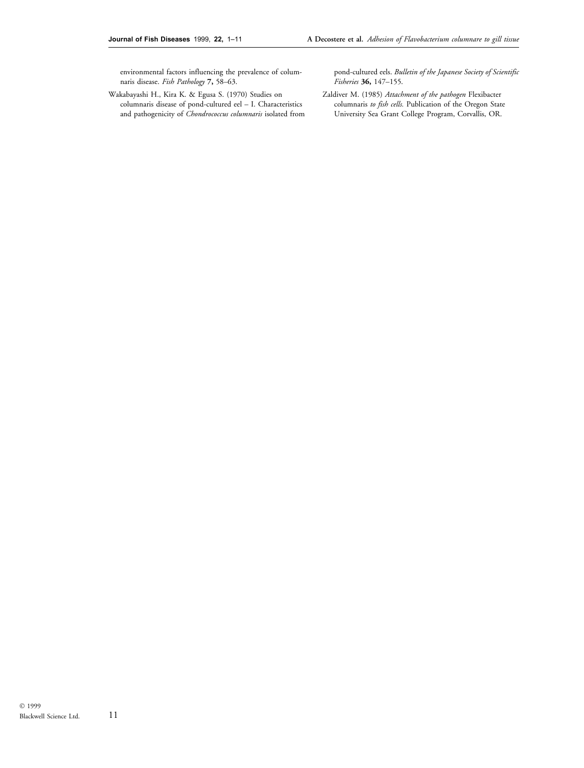environmental factors influencing the prevalence of columnaris disease. *Fish Pathology* **7,** 58–63.

Wakabayashi H., Kira K. & Egusa S. (1970) Studies on columnaris disease of pond-cultured eel – I. Characteristics and pathogenicity of *Chondrococcus columnaris* isolated from pond-cultured eels. *Bulletin of the Japanese Society of Scientific Fisheries* **36,** 147–155.

Zaldiver M. (1985) *Attachment of the pathogen* Flexibacter columnaris *to fish cells.* Publication of the Oregon State University Sea Grant College Program, Corvallis, OR.

© 1999 Blackwell Science Ltd.